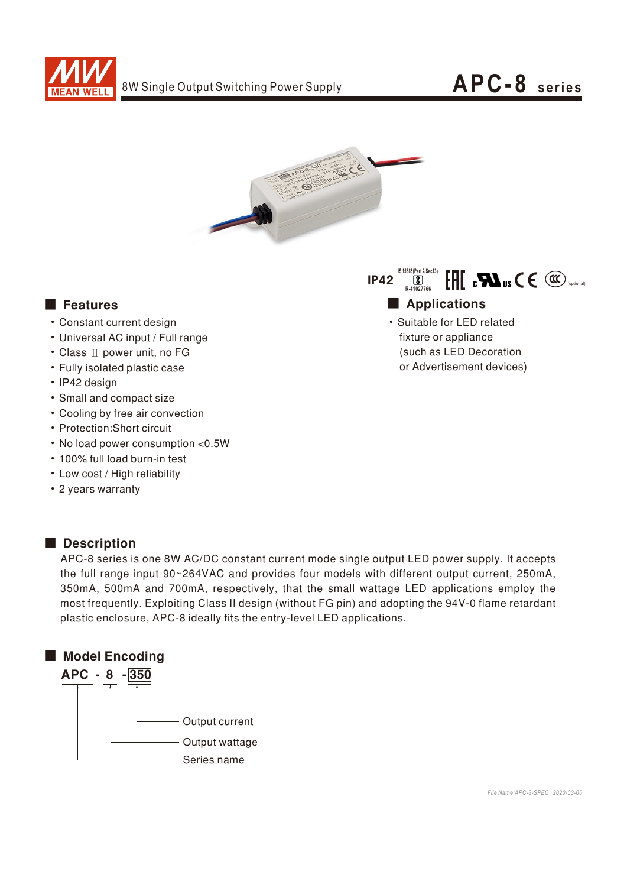# 8W Single Output Switching Power Supply

# APC-8 series

IP42 IS 15885(Part 2/Sec13) R-41027766 (optional)

## Features

- Constant current design
- Universal AC input / Full range
- Class Ⅱ power unit, no FG
- Fully isolated plastic case
- IP42 design
- Small and compact size
- Cooling by free air convection
- Protection:Short circuit
- No load power consumption <0.5W
- 100% full load burn-in test
- Low cost / High reliability
- 2 years warranty

## Applications

- Suitable for LED related fixture or appliance (such as LED Decoration or Advertisement devices)

## Description

APC-8 series is one 8W AC/DC constant current mode single output LED power supply. It accepts the full range input 90~264VAC and provides four models with different output current, 250mA, 350mA, 500mA and 700mA, respectively, that the small wattage LED applications employ the most frequently. Exploiting Class II design (without FG pin) and adopting the 94V-0 flame retardant plastic enclosure, APC-8 ideally fits the entry-level LED applications.

## Model Encoding

**APC - 8 - 350**

- 350: Output current
- 8: Output wattage
- APC: Series name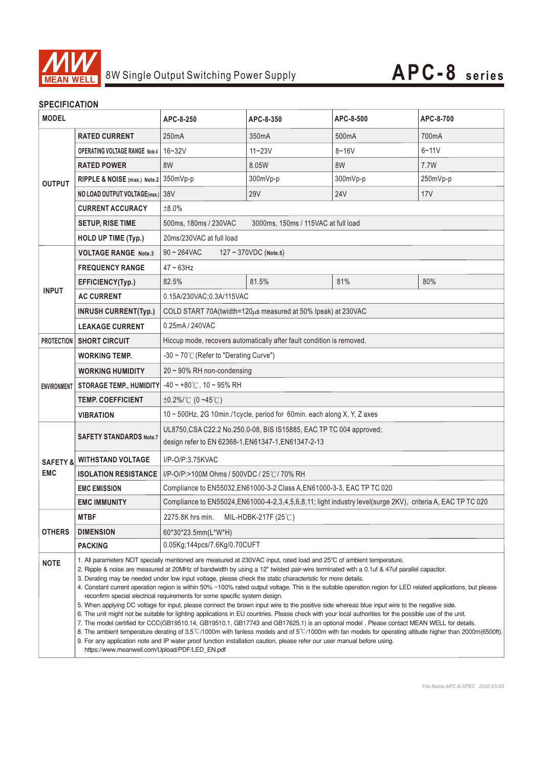# 8W Single Output Switching Power Supply

## APC-8 series

### SPECIFICATION

| MODEL | | APC-8-250 | APC-8-350 | APC-8-500 | APC-8-700 |
|---|---|---|---|---|---|
| OUTPUT | RATED CURRENT | 250mA | 350mA | 500mA | 700mA |
| | OPERATING VOLTAGE RANGE Note.4 | 16~32V | 11~23V | 8~16V | 6~11V |
| | RATED POWER | 8W | 8.05W | 8W | 7.7W |
| | RIPPLE & NOISE (max.) Note.2 | 350mVp-p | 300mVp-p | 300mVp-p | 250mVp-p |
| | NO LOAD OUTPUT VOLTAGE(max.) | 38V | 29V | 24V | 17V |
| | CURRENT ACCURACY | ±8.0% | | | |
| | SETUP, RISE TIME | 500ms, 180ms / 230VAC 3000ms, 150ms / 115VAC at full load | | | |
| | HOLD UP TIME (Typ.) | 20ms/230VAC at full load | | | |
| INPUT | VOLTAGE RANGE Note.3 | 90 ~ 264VAC 127 ~ 370VDC (Note.5) | | | |
| | FREQUENCY RANGE | 47 ~ 63Hz | | | |
| | EFFICIENCY(Typ.) | 82.5% | 81.5% | 81% | 80% |
| | AC CURRENT | 0.15A/230VAC;0.3A/115VAC | | | |
| | INRUSH CURRENT(Typ.) | COLD START 70A(twidth=120μs measured at 50% Ipeak) at 230VAC | | | |
| | LEAKAGE CURRENT | 0.25mA / 240VAC | | | |
| PROTECTION | SHORT CIRCUIT | Hiccup mode, recovers automatically after fault condition is removed. | | | |
| ENVIRONMENT | WORKING TEMP. | -30 ~ 70℃ (Refer to "Derating Curve") | | | |
| | WORKING HUMIDITY | 20 ~ 90% RH non-condensing | | | |
| | STORAGE TEMP., HUMIDITY | -40 ~ +80℃, 10 ~ 95% RH | | | |
| | TEMP. COEFFICIENT | ±0.2%/℃ (0 ~45℃) | | | |
| | VIBRATION | 10 ~ 500Hz, 2G 10min./1cycle, period for 60min. each along X, Y, Z axes | | | |
| SAFETY & EMC | SAFETY STANDARDS Note.7 | UL8750,CSA C22.2 No.250.0-08, BIS IS15885, EAC TP TC 004 approved; design refer to EN 62368-1,EN61347-1,EN61347-2-13 | | | |
| | WITHSTAND VOLTAGE | I/P-O/P:3.75KVAC | | | |
| | ISOLATION RESISTANCE | I/P-O/P:>100M Ohms / 500VDC / 25℃ / 70% RH | | | |
| | EMC EMISSION | Compliance to EN55032,EN61000-3-2 Class A,EN61000-3-3, EAC TP TC 020 | | | |
| | EMC IMMUNITY | Compliance to EN55024,EN61000-4-2,3,4,5,6,8,11; light industry level(surge 2KV), criteria A, EAC TP TC 020 | | | |
| OTHERS | MTBF | 2275.8K hrs min. MIL-HDBK-217F (25℃) | | | |
| | DIMENSION | 60*30*23.5mm(L*W*H) | | | |
| | PACKING | 0.05Kg;144pcs/7.6Kg/0.70CUFT | | | |

**NOTE**

1. All parameters NOT specially mentioned are measured at 230VAC input, rated load and 25°C of ambient temperature.
2. Ripple & noise are measured at 20MHz of bandwidth by using a 12" twisted pair-wire terminated with a 0.1uf & 47uf parallel capacitor.
3. Derating may be needed under low input voltage, please check the static characteristic for more details.
4. Constant current operation region is within 50% ~100% rated output voltage. This is the suitable operation region for LED related applications, but please reconfirm special electrical requirements for some specific system design.
5. When applying DC voltage for input, please connect the brown input wire to the positive side whereas blue input wire to the negative side.
6. The unit might not be suitable for lighting applications in EU countries. Please check with your local authorities for the possible use of the unit.
7. The model certified for CCC(GB19510.14, GB19510.1, GB17743 and GB17625.1) is an optional model . Please contact MEAN WELL for details.
8. The ambient temperature derating of 3.5℃/1000m with fanless models and of 5℃/1000m with fan models for operating altitude higher than 2000m(6500ft).
9. For any application note and IP water proof function installation caution, please refer our user manual before using. https://www.meanwell.com/Upload/PDF/LED_EN.pdf

File Name:APC-8-SPEC 2020-03-05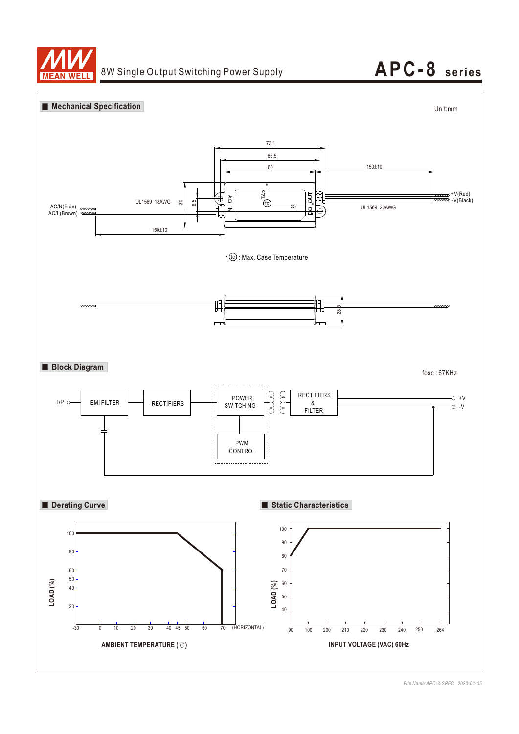8W Single Output Switching Power Supply

# APC-8 series

## Mechanical Specification

Unit:mm

73.1

65.5

60

150±10

+V(Red)
-V(Black)

UL1569 20AWG

AC/N(Blue)
AC/L(Brown)

UL1569 18AWG

30

8.5

12.5

35

150±10

AC IN

DC OUT

tc

* (tc) : Max. Case Temperature

23.5

## Block Diagram

fosc : 67KHz

I/P

EMI FILTER

RECTIFIERS

POWER SWITCHING

PWM CONTROL

RECTIFIERS & FILTER

+V

-V

## Derating Curve

LOAD (%)

100
80
60
50
40
20

-30 0 10 20 30 40 45 50 60 70 (HORIZONTAL)

AMBIENT TEMPERATURE (℃)

## Static Characteristics

LOAD (%)

100
90
80
70
60
50
40

90 100 200 210 220 230 240 250 264

INPUT VOLTAGE (VAC) 60Hz

*File Name:APC-8-SPEC 2020-03-05*